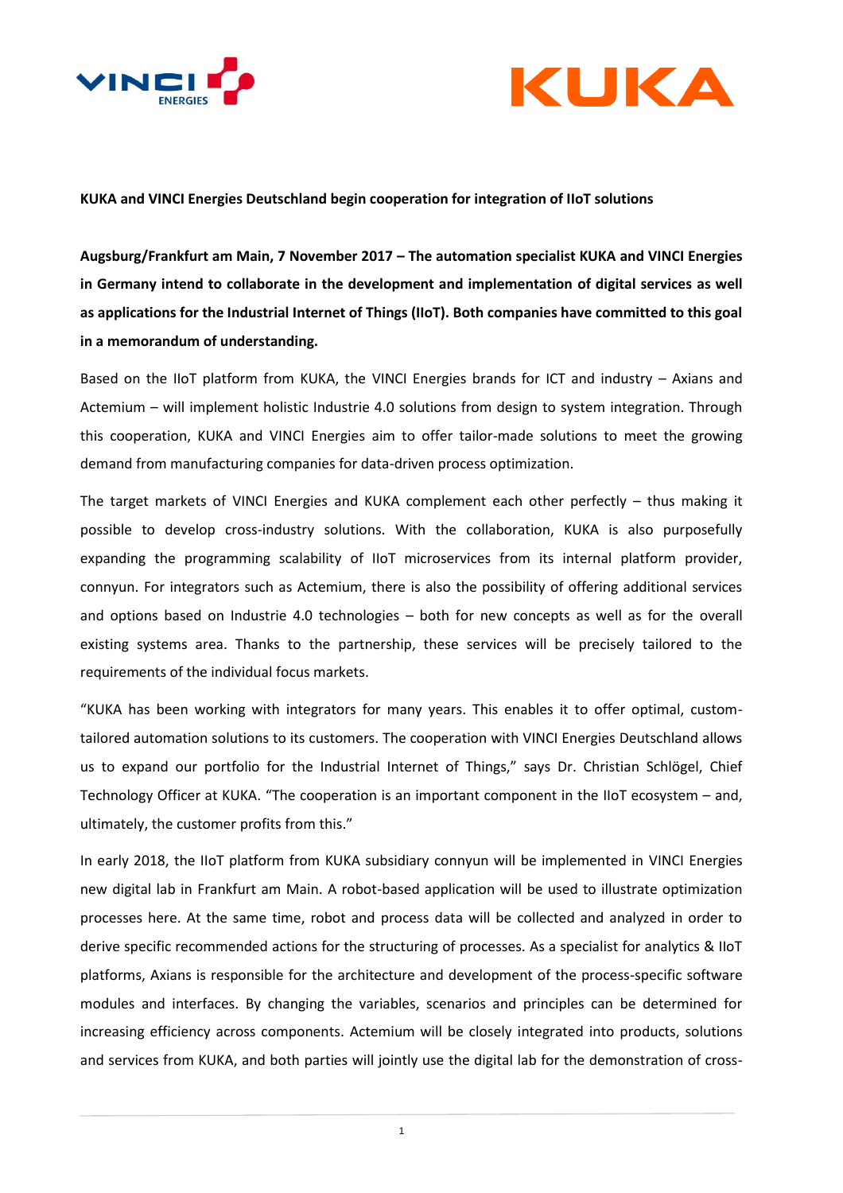**KUKA and VINCI Energies Deutschland begin cooperation for integration of IIoT solutions**

**Augsburg/Frankfurt am Main, 7 November 2017 – The automation specialist KUKA and VINCI Energies in Germany intend to collaborate in the development and implementation of digital services as well as applications for the Industrial Internet of Things (IIoT). Both companies have committed to this goal in a memorandum of understanding.**

Based on the IIoT platform from KUKA, the VINCI Energies brands for ICT and industry – Axians and Actemium – will implement holistic Industrie 4.0 solutions from design to system integration. Through this cooperation, KUKA and VINCI Energies aim to offer tailor-made solutions to meet the growing demand from manufacturing companies for data-driven process optimization.

The target markets of VINCI Energies and KUKA complement each other perfectly – thus making it possible to develop cross-industry solutions. With the collaboration, KUKA is also purposefully expanding the programming scalability of IIoT microservices from its internal platform provider, connyun. For integrators such as Actemium, there is also the possibility of offering additional services and options based on Industrie 4.0 technologies – both for new concepts as well as for the overall existing systems area. Thanks to the partnership, these services will be precisely tailored to the requirements of the individual focus markets.

"KUKA has been working with integrators for many years. This enables it to offer optimal, custom-tailored automation solutions to its customers. The cooperation with VINCI Energies Deutschland allows us to expand our portfolio for the Industrial Internet of Things," says Dr. Christian Schlögel, Chief Technology Officer at KUKA. "The cooperation is an important component in the IIoT ecosystem – and, ultimately, the customer profits from this."

In early 2018, the IIoT platform from KUKA subsidiary connyun will be implemented in VINCI Energies new digital lab in Frankfurt am Main. A robot-based application will be used to illustrate optimization processes here. At the same time, robot and process data will be collected and analyzed in order to derive specific recommended actions for the structuring of processes. As a specialist for analytics & IIoT platforms, Axians is responsible for the architecture and development of the process-specific software modules and interfaces. By changing the variables, scenarios and principles can be determined for increasing efficiency across components. Actemium will be closely integrated into products, solutions and services from KUKA, and both parties will jointly use the digital lab for the demonstration of cross-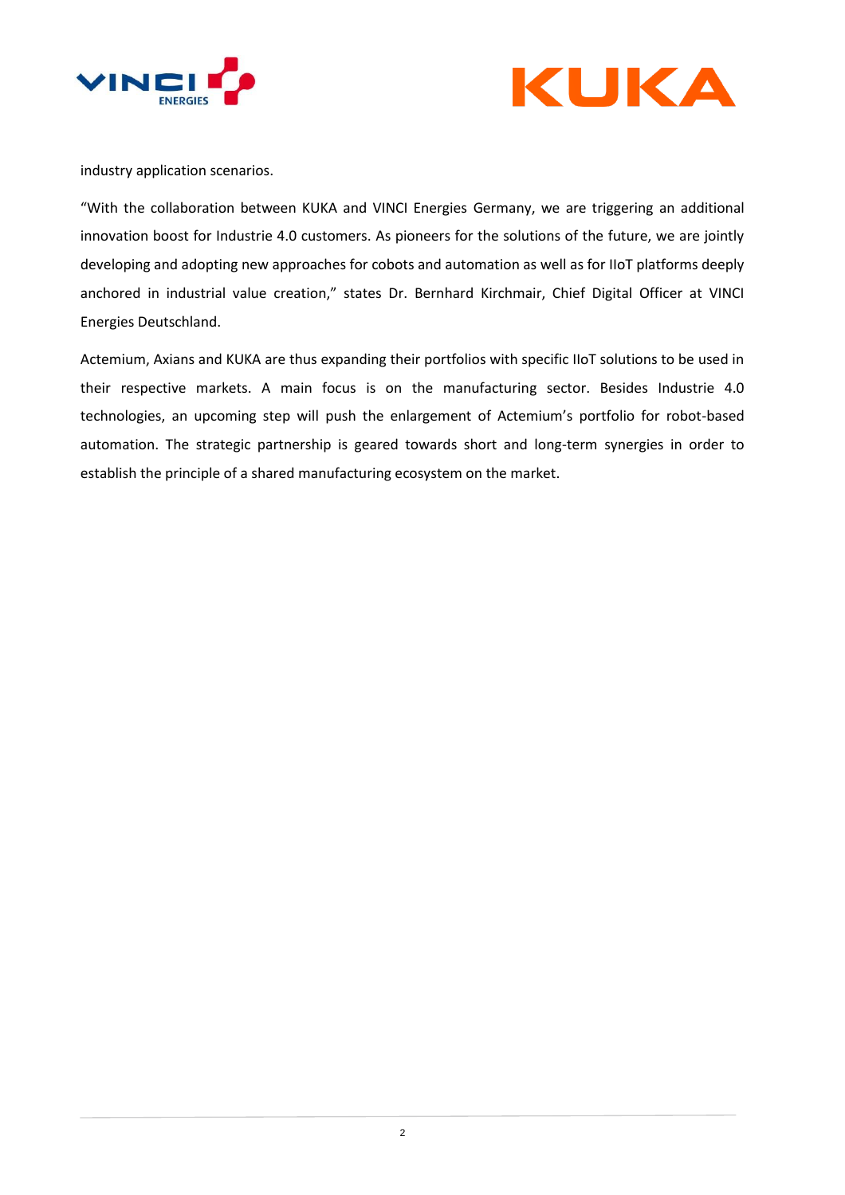industry application scenarios.

"With the collaboration between KUKA and VINCI Energies Germany, we are triggering an additional innovation boost for Industrie 4.0 customers. As pioneers for the solutions of the future, we are jointly developing and adopting new approaches for cobots and automation as well as for IIoT platforms deeply anchored in industrial value creation," states Dr. Bernhard Kirchmair, Chief Digital Officer at VINCI Energies Deutschland.

Actemium, Axians and KUKA are thus expanding their portfolios with specific IIoT solutions to be used in their respective markets. A main focus is on the manufacturing sector. Besides Industrie 4.0 technologies, an upcoming step will push the enlargement of Actemium's portfolio for robot-based automation. The strategic partnership is geared towards short and long-term synergies in order to establish the principle of a shared manufacturing ecosystem on the market.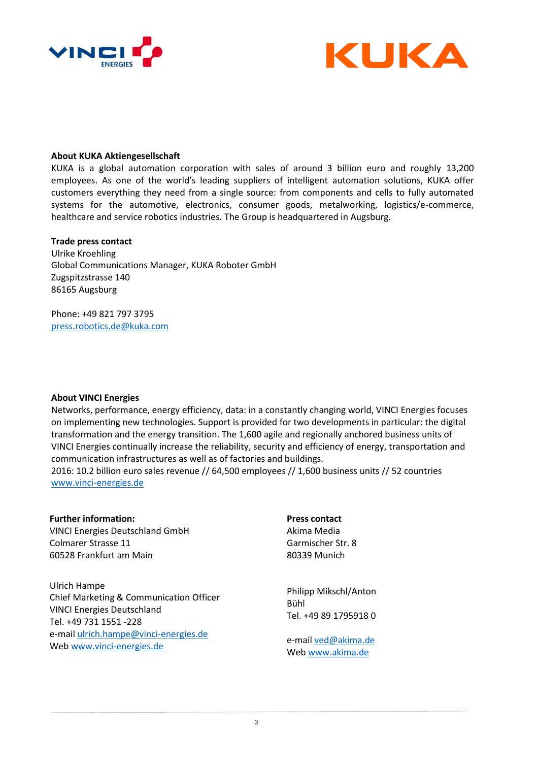**About KUKA Aktiengesellschaft**

KUKA is a global automation corporation with sales of around 3 billion euro and roughly 13,200 employees. As one of the world's leading suppliers of intelligent automation solutions, KUKA offer customers everything they need from a single source: from components and cells to fully automated systems for the automotive, electronics, consumer goods, metalworking, logistics/e-commerce, healthcare and service robotics industries. The Group is headquartered in Augsburg.

**Trade press contact**

Ulrike Kroehling
Global Communications Manager, KUKA Roboter GmbH
Zugspitzstrasse 140
86165 Augsburg

Phone: +49 821 797 3795
press.robotics.de@kuka.com

**About VINCI Energies**

Networks, performance, energy efficiency, data: in a constantly changing world, VINCI Energies focuses on implementing new technologies. Support is provided for two developments in particular: the digital transformation and the energy transition. The 1,600 agile and regionally anchored business units of VINCI Energies continually increase the reliability, security and efficiency of energy, transportation and communication infrastructures as well as of factories and buildings.
2016: 10.2 billion euro sales revenue // 64,500 employees // 1,600 business units // 52 countries
www.vinci-energies.de

**Further information:**

VINCI Energies Deutschland GmbH
Colmarer Strasse 11
60528 Frankfurt am Main

Ulrich Hampe
Chief Marketing & Communication Officer
VINCI Energies Deutschland
Tel. +49 731 1551 -228
e-mail ulrich.hampe@vinci-energies.de
Web www.vinci-energies.de

**Press contact**

Akima Media
Garmischer Str. 8
80339 Munich

Philipp Mikschl/Anton Bühl
Tel. +49 89 1795918 0

e-mail ved@akima.de
Web www.akima.de